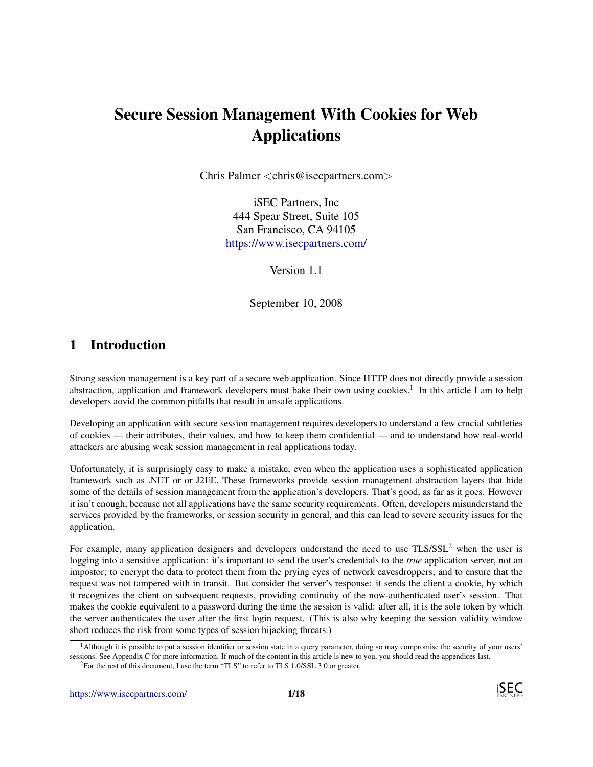# Secure Session Management With Cookies for Web Applications

Chris Palmer <chris@isecpartners.com>

iSEC Partners, Inc
444 Spear Street, Suite 105
San Francisco, CA 94105
https://www.isecpartners.com/

Version 1.1

September 10, 2008

## 1 Introduction

Strong session management is a key part of a secure web application. Since HTTP does not directly provide a session abstraction, application and framework developers must bake their own using cookies.[1] In this article I am to help developers aovid the common pitfalls that result in unsafe applications.

Developing an application with secure session management requires developers to understand a few crucial subtleties of cookies — their attributes, their values, and how to keep them confidential — and to understand how real-world attackers are abusing weak session management in real applications today.

Unfortunately, it is surprisingly easy to make a mistake, even when the application uses a sophisticated application framework such as .NET or or J2EE. These frameworks provide session management abstraction layers that hide some of the details of session management from the application's developers. That's good, as far as it goes. However it isn't enough, because not all applications have the same security requirements. Often, developers misunderstand the services provided by the frameworks, or session security in general, and this can lead to severe security issues for the application.

For example, many application designers and developers understand the need to use TLS/SSL[2] when the user is logging into a sensitive application: it's important to send the user's credentials to the *true* application server, not an impostor; to encrypt the data to protect them from the prying eyes of network eavesdroppers; and to ensure that the request was not tampered with in transit. But consider the server's response: it sends the client a cookie, by which it recognizes the client on subsequent requests, providing continuity of the now-authenticated user's session. That makes the cookie equivalent to a password during the time the session is valid: after all, it is the sole token by which the server authenticates the user after the first login request. (This is also why keeping the session validity window short reduces the risk from some types of session hijacking threats.)

[1] Although it is possible to put a session identifier or session state in a query parameter, doing so may compromise the security of your users' sessions. See Appendix C for more information. If much of the content in this article is new to you, you should read the appendices last.

[2] For the rest of this document, I use the term "TLS" to refer to TLS 1.0/SSL 3.0 or greater.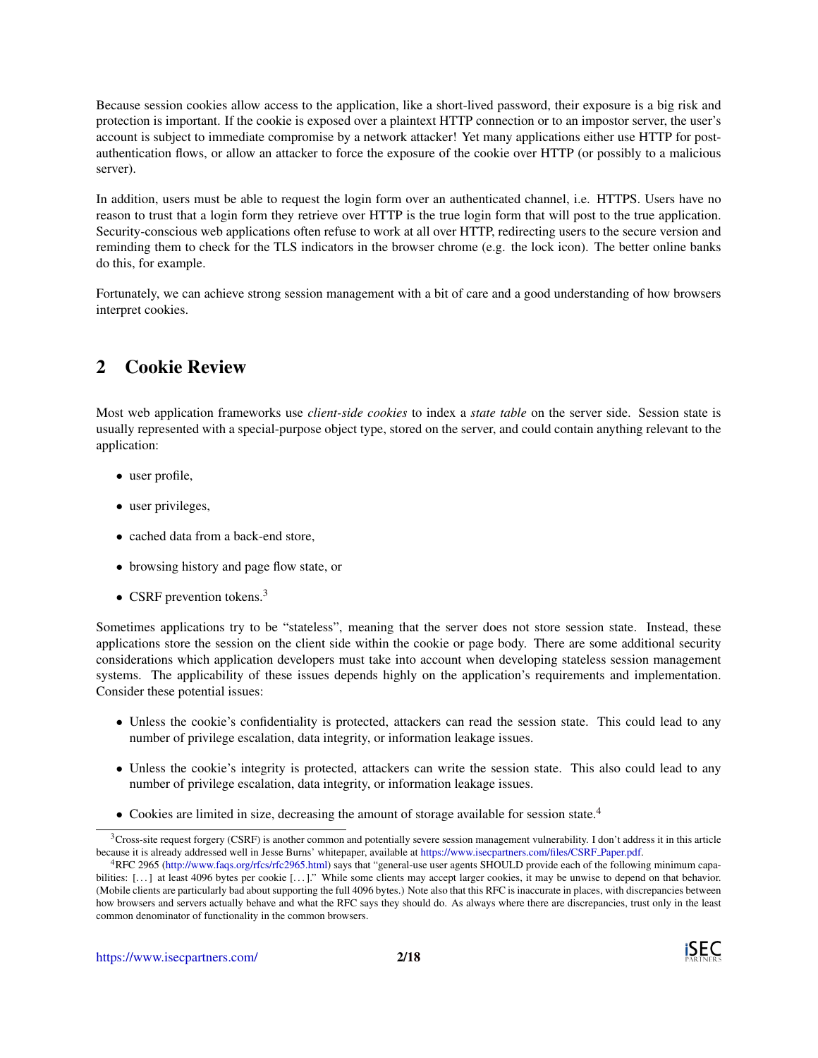Because session cookies allow access to the application, like a short-lived password, their exposure is a big risk and protection is important. If the cookie is exposed over a plaintext HTTP connection or to an impostor server, the user's account is subject to immediate compromise by a network attacker! Yet many applications either use HTTP for post-authentication flows, or allow an attacker to force the exposure of the cookie over HTTP (or possibly to a malicious server).

In addition, users must be able to request the login form over an authenticated channel, i.e. HTTPS. Users have no reason to trust that a login form they retrieve over HTTP is the true login form that will post to the true application. Security-conscious web applications often refuse to work at all over HTTP, redirecting users to the secure version and reminding them to check for the TLS indicators in the browser chrome (e.g. the lock icon). The better online banks do this, for example.

Fortunately, we can achieve strong session management with a bit of care and a good understanding of how browsers interpret cookies.

## 2 Cookie Review

Most web application frameworks use *client-side cookies* to index a *state table* on the server side. Session state is usually represented with a special-purpose object type, stored on the server, and could contain anything relevant to the application:

- user profile,
- user privileges,
- cached data from a back-end store,
- browsing history and page flow state, or
- CSRF prevention tokens.[3]

Sometimes applications try to be "stateless", meaning that the server does not store session state. Instead, these applications store the session on the client side within the cookie or page body. There are some additional security considerations which application developers must take into account when developing stateless session management systems. The applicability of these issues depends highly on the application's requirements and implementation. Consider these potential issues:

- Unless the cookie's confidentiality is protected, attackers can read the session state. This could lead to any number of privilege escalation, data integrity, or information leakage issues.
- Unless the cookie's integrity is protected, attackers can write the session state. This also could lead to any number of privilege escalation, data integrity, or information leakage issues.
- Cookies are limited in size, decreasing the amount of storage available for session state.[4]

---

[3] Cross-site request forgery (CSRF) is another common and potentially severe session management vulnerability. I don't address it in this article because it is already addressed well in Jesse Burns' whitepaper, available at https://www.isecpartners.com/files/CSRF_Paper.pdf.

[4] RFC 2965 (http://www.faqs.org/rfcs/rfc2965.html) says that "general-use user agents SHOULD provide each of the following minimum capabilities: [...] at least 4096 bytes per cookie [...]." While some clients may accept larger cookies, it may be unwise to depend on that behavior. (Mobile clients are particularly bad about supporting the full 4096 bytes.) Note also that this RFC is inaccurate in places, with discrepancies between how browsers and servers actually behave and what the RFC says they should do. As always where there are discrepancies, trust only in the least common denominator of functionality in the common browsers.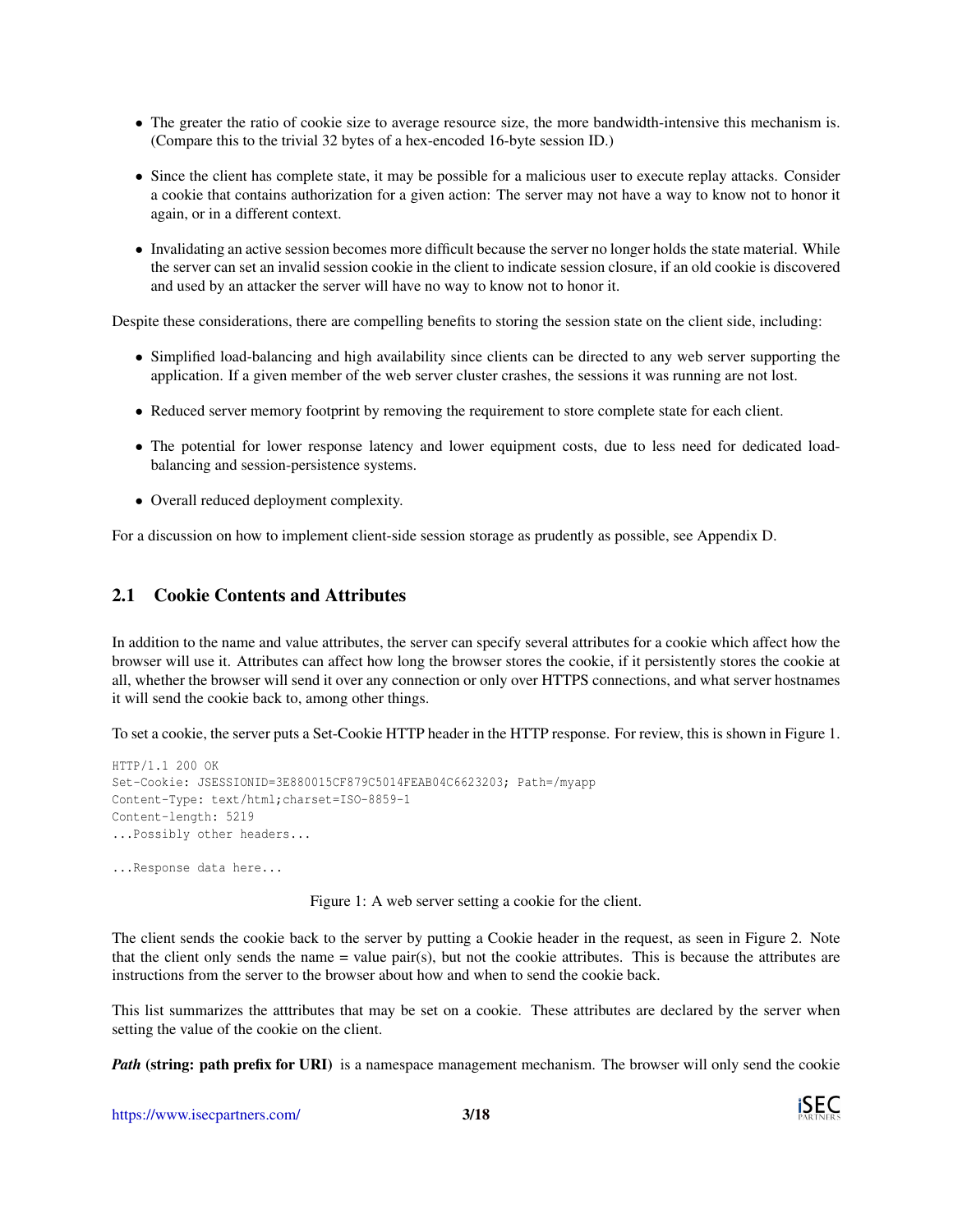- The greater the ratio of cookie size to average resource size, the more bandwidth-intensive this mechanism is. (Compare this to the trivial 32 bytes of a hex-encoded 16-byte session ID.)
- Since the client has complete state, it may be possible for a malicious user to execute replay attacks. Consider a cookie that contains authorization for a given action: The server may not have a way to know not to honor it again, or in a different context.
- Invalidating an active session becomes more difficult because the server no longer holds the state material. While the server can set an invalid session cookie in the client to indicate session closure, if an old cookie is discovered and used by an attacker the server will have no way to know not to honor it.

Despite these considerations, there are compelling benefits to storing the session state on the client side, including:

- Simplified load-balancing and high availability since clients can be directed to any web server supporting the application. If a given member of the web server cluster crashes, the sessions it was running are not lost.
- Reduced server memory footprint by removing the requirement to store complete state for each client.
- The potential for lower response latency and lower equipment costs, due to less need for dedicated load-balancing and session-persistence systems.
- Overall reduced deployment complexity.

For a discussion on how to implement client-side session storage as prudently as possible, see Appendix D.

## 2.1 Cookie Contents and Attributes

In addition to the name and value attributes, the server can specify several attributes for a cookie which affect how the browser will use it. Attributes can affect how long the browser stores the cookie, if it persistently stores the cookie at all, whether the browser will send it over any connection or only over HTTPS connections, and what server hostnames it will send the cookie back to, among other things.

To set a cookie, the server puts a Set-Cookie HTTP header in the HTTP response. For review, this is shown in Figure 1.

```
HTTP/1.1 200 OK
Set-Cookie: JSESSIONID=3E880015CF879C5014FEAB04C6623203; Path=/myapp
Content-Type: text/html;charset=ISO-8859-1
Content-length: 5219
...Possibly other headers...

...Response data here...
```

Figure 1: A web server setting a cookie for the client.

The client sends the cookie back to the server by putting a Cookie header in the request, as seen in Figure 2. Note that the client only sends the name = value pair(s), but not the cookie attributes. This is because the attributes are instructions from the server to the browser about how and when to send the cookie back.

This list summarizes the atttributes that may be set on a cookie. These attributes are declared by the server when setting the value of the cookie on the client.

***Path*** **(string: path prefix for URI)** is a namespace management mechanism. The browser will only send the cookie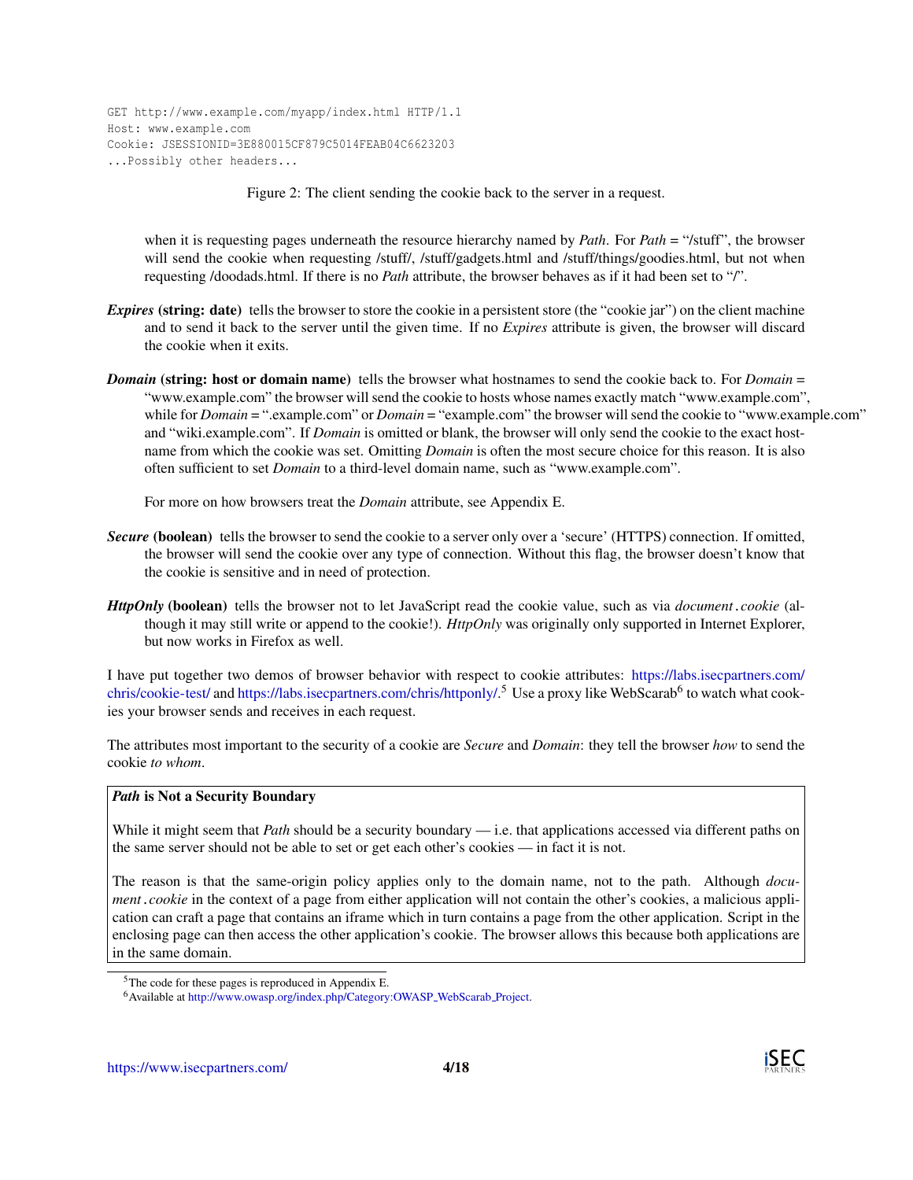```
GET http://www.example.com/myapp/index.html HTTP/1.1
Host: www.example.com
Cookie: JSESSIONID=3E880015CF879C5014FEAB04C6623203
...Possibly other headers...
```

Figure 2: The client sending the cookie back to the server in a request.

when it is requesting pages underneath the resource hierarchy named by *Path*. For *Path* = "/stuff", the browser will send the cookie when requesting /stuff/, /stuff/gadgets.html and /stuff/things/goodies.html, but not when requesting /doodads.html. If there is no *Path* attribute, the browser behaves as if it had been set to "/".

***Expires* (string: date)** tells the browser to store the cookie in a persistent store (the "cookie jar") on the client machine and to send it back to the server until the given time. If no *Expires* attribute is given, the browser will discard the cookie when it exits.

***Domain* (string: host or domain name)** tells the browser what hostnames to send the cookie back to. For *Domain* = "www.example.com" the browser will send the cookie to hosts whose names exactly match "www.example.com", while for *Domain* = ".example.com" or *Domain* = "example.com" the browser will send the cookie to "www.example.com" and "wiki.example.com". If *Domain* is omitted or blank, the browser will only send the cookie to the exact hostname from which the cookie was set. Omitting *Domain* is often the most secure choice for this reason. It is also often sufficient to set *Domain* to a third-level domain name, such as "www.example.com".

For more on how browsers treat the *Domain* attribute, see Appendix E.

***Secure* (boolean)** tells the browser to send the cookie to a server only over a 'secure' (HTTPS) connection. If omitted, the browser will send the cookie over any type of connection. Without this flag, the browser doesn't know that the cookie is sensitive and in need of protection.

***HttpOnly* (boolean)** tells the browser not to let JavaScript read the cookie value, such as via *document.cookie* (although it may still write or append to the cookie!). *HttpOnly* was originally only supported in Internet Explorer, but now works in Firefox as well.

I have put together two demos of browser behavior with respect to cookie attributes: https://labs.isecpartners.com/chris/cookie-test/ and https://labs.isecpartners.com/chris/httponly/.[5] Use a proxy like WebScarab[6] to watch what cookies your browser sends and receives in each request.

The attributes most important to the security of a cookie are *Secure* and *Domain*: they tell the browser *how* to send the cookie *to whom*.

> ***Path* is Not a Security Boundary**
>
> While it might seem that *Path* should be a security boundary — i.e. that applications accessed via different paths on the same server should not be able to set or get each other's cookies — in fact it is not.
>
> The reason is that the same-origin policy applies only to the domain name, not to the path. Although *document.cookie* in the context of a page from either application will not contain the other's cookies, a malicious application can craft a page that contains an iframe which in turn contains a page from the other application. Script in the enclosing page can then access the other application's cookie. The browser allows this because both applications are in the same domain.

[5] The code for these pages is reproduced in Appendix E.

[6] Available at http://www.owasp.org/index.php/Category:OWASP_WebScarab_Project.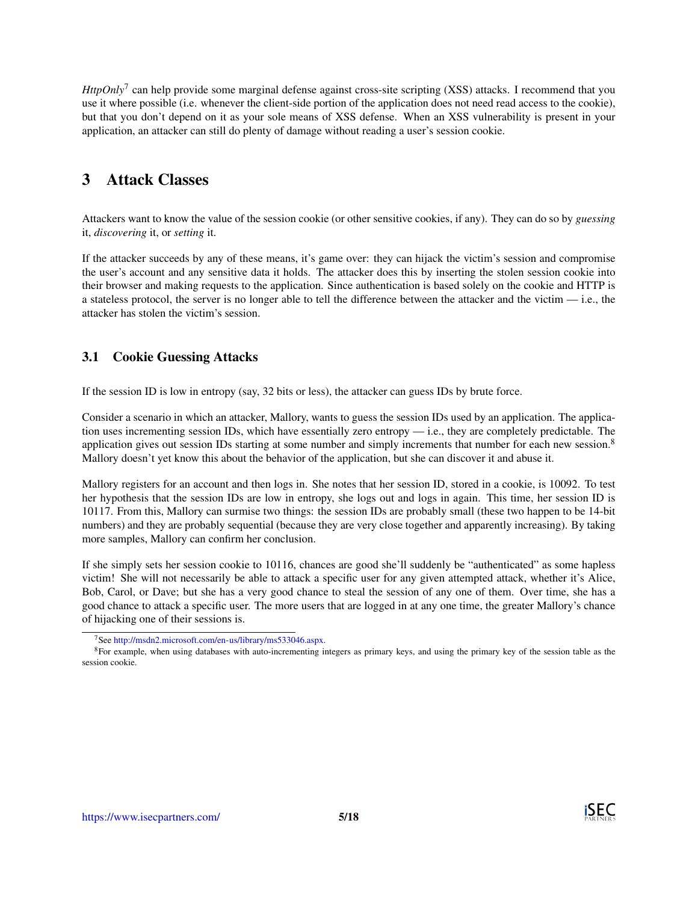*HttpOnly*[7] can help provide some marginal defense against cross-site scripting (XSS) attacks. I recommend that you use it where possible (i.e. whenever the client-side portion of the application does not need read access to the cookie), but that you don't depend on it as your sole means of XSS defense. When an XSS vulnerability is present in your application, an attacker can still do plenty of damage without reading a user's session cookie.

## 3 Attack Classes

Attackers want to know the value of the session cookie (or other sensitive cookies, if any). They can do so by *guessing* it, *discovering* it, or *setting* it.

If the attacker succeeds by any of these means, it's game over: they can hijack the victim's session and compromise the user's account and any sensitive data it holds. The attacker does this by inserting the stolen session cookie into their browser and making requests to the application. Since authentication is based solely on the cookie and HTTP is a stateless protocol, the server is no longer able to tell the difference between the attacker and the victim — i.e., the attacker has stolen the victim's session.

### 3.1 Cookie Guessing Attacks

If the session ID is low in entropy (say, 32 bits or less), the attacker can guess IDs by brute force.

Consider a scenario in which an attacker, Mallory, wants to guess the session IDs used by an application. The application uses incrementing session IDs, which have essentially zero entropy — i.e., they are completely predictable. The application gives out session IDs starting at some number and simply increments that number for each new session.[8] Mallory doesn't yet know this about the behavior of the application, but she can discover it and abuse it.

Mallory registers for an account and then logs in. She notes that her session ID, stored in a cookie, is 10092. To test her hypothesis that the session IDs are low in entropy, she logs out and logs in again. This time, her session ID is 10117. From this, Mallory can surmise two things: the session IDs are probably small (these two happen to be 14-bit numbers) and they are probably sequential (because they are very close together and apparently increasing). By taking more samples, Mallory can confirm her conclusion.

If she simply sets her session cookie to 10116, chances are good she'll suddenly be "authenticated" as some hapless victim! She will not necessarily be able to attack a specific user for any given attempted attack, whether it's Alice, Bob, Carol, or Dave; but she has a very good chance to steal the session of any one of them. Over time, she has a good chance to attack a specific user. The more users that are logged in at any one time, the greater Mallory's chance of hijacking one of their sessions is.

---

[7] See http://msdn2.microsoft.com/en-us/library/ms533046.aspx.

[8] For example, when using databases with auto-incrementing integers as primary keys, and using the primary key of the session table as the session cookie.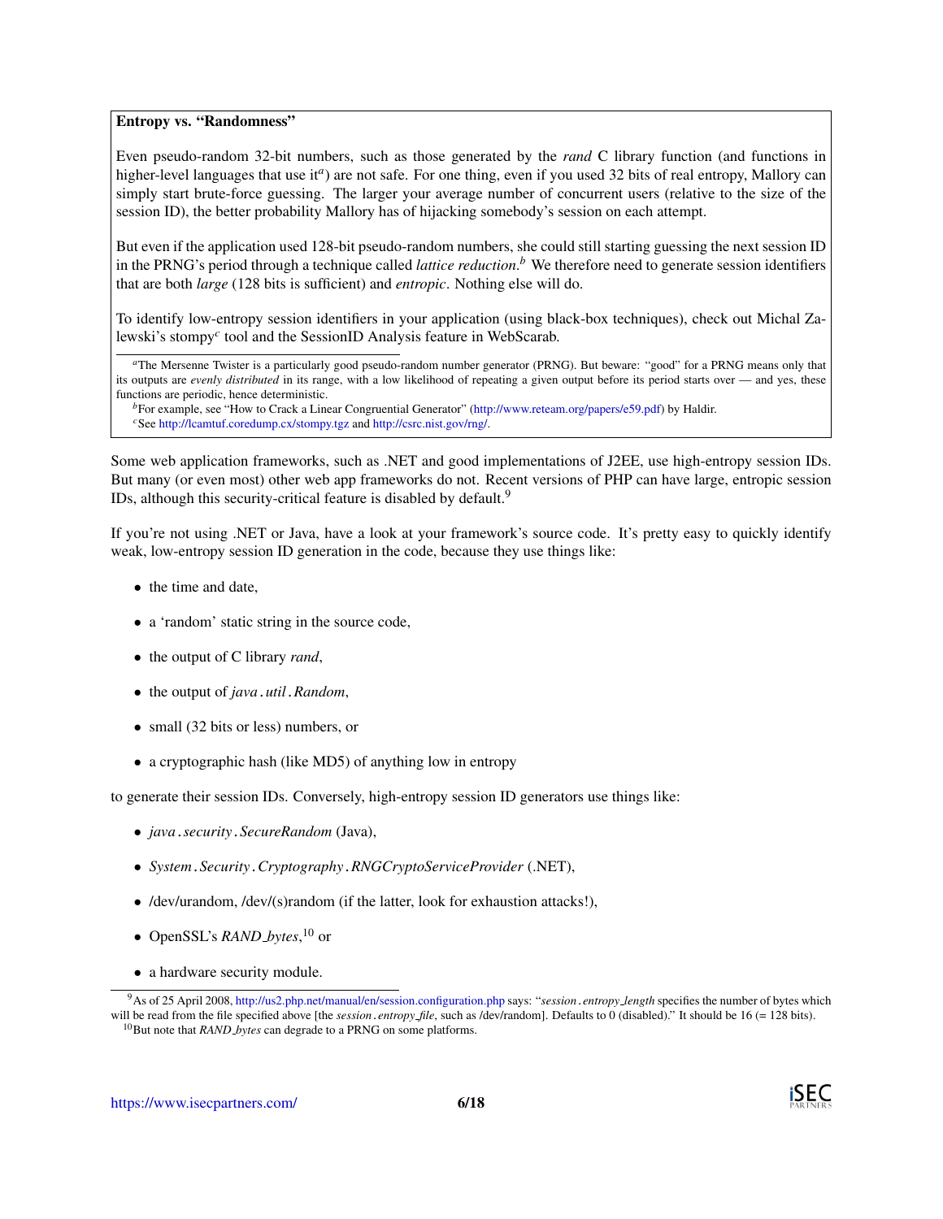**Entropy vs. "Randomness"**

Even pseudo-random 32-bit numbers, such as those generated by the *rand* C library function (and functions in higher-level languages that use it[a]) are not safe. For one thing, even if you used 32 bits of real entropy, Mallory can simply start brute-force guessing. The larger your average number of concurrent users (relative to the size of the session ID), the better probability Mallory has of hijacking somebody's session on each attempt.

But even if the application used 128-bit pseudo-random numbers, she could still starting guessing the next session ID in the PRNG's period through a technique called *lattice reduction*.[b] We therefore need to generate session identifiers that are both *large* (128 bits is sufficient) and *entropic*. Nothing else will do.

To identify low-entropy session identifiers in your application (using black-box techniques), check out Michal Zalewski's stompy[c] tool and the SessionID Analysis feature in WebScarab.

[a] The Mersenne Twister is a particularly good pseudo-random number generator (PRNG). But beware: "good" for a PRNG means only that its outputs are *evenly distributed* in its range, with a low likelihood of repeating a given output before its period starts over — and yes, these functions are periodic, hence deterministic.

[b] For example, see "How to Crack a Linear Congruential Generator" (http://www.reteam.org/papers/e59.pdf) by Haldir.

[c] See http://lcamtuf.coredump.cx/stompy.tgz and http://csrc.nist.gov/rng/.

Some web application frameworks, such as .NET and good implementations of J2EE, use high-entropy session IDs. But many (or even most) other web app frameworks do not. Recent versions of PHP can have large, entropic session IDs, although this security-critical feature is disabled by default.[9]

If you're not using .NET or Java, have a look at your framework's source code. It's pretty easy to quickly identify weak, low-entropy session ID generation in the code, because they use things like:

- the time and date,
- a 'random' static string in the source code,
- the output of C library *rand*,
- the output of *java.util.Random*,
- small (32 bits or less) numbers, or
- a cryptographic hash (like MD5) of anything low in entropy

to generate their session IDs. Conversely, high-entropy session ID generators use things like:

- *java.security.SecureRandom* (Java),
- *System.Security.Cryptography.RNGCryptoServiceProvider* (.NET),
- /dev/urandom, /dev/(s)random (if the latter, look for exhaustion attacks!),
- OpenSSL's *RAND_bytes*,[10] or
- a hardware security module.

[9] As of 25 April 2008, http://us2.php.net/manual/en/session.configuration.php says: "*session.entropy_length* specifies the number of bytes which will be read from the file specified above [the *session.entropy_file*, such as /dev/random]. Defaults to 0 (disabled)." It should be 16 (= 128 bits).

[10] But note that *RAND_bytes* can degrade to a PRNG on some platforms.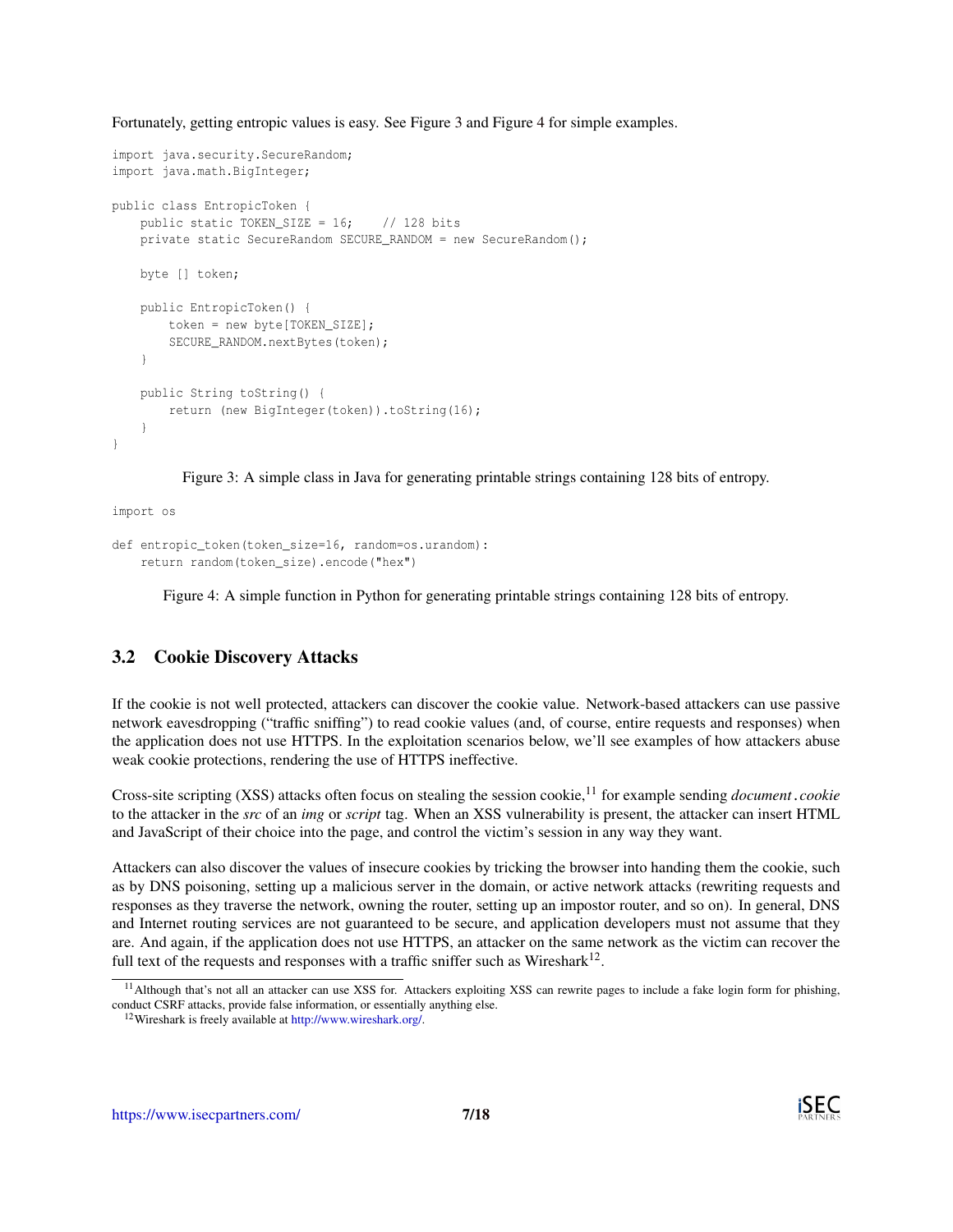Fortunately, getting entropic values is easy. See Figure 3 and Figure 4 for simple examples.

```
import java.security.SecureRandom;
import java.math.BigInteger;

public class EntropicToken {
    public static TOKEN_SIZE = 16;    // 128 bits
    private static SecureRandom SECURE_RANDOM = new SecureRandom();

    byte [] token;

    public EntropicToken() {
        token = new byte[TOKEN_SIZE];
        SECURE_RANDOM.nextBytes(token);
    }

    public String toString() {
        return (new BigInteger(token)).toString(16);
    }
}
```

Figure 3: A simple class in Java for generating printable strings containing 128 bits of entropy.

```
import os

def entropic_token(token_size=16, random=os.urandom):
    return random(token_size).encode("hex")
```

Figure 4: A simple function in Python for generating printable strings containing 128 bits of entropy.

## 3.2 Cookie Discovery Attacks

If the cookie is not well protected, attackers can discover the cookie value. Network-based attackers can use passive network eavesdropping ("traffic sniffing") to read cookie values (and, of course, entire requests and responses) when the application does not use HTTPS. In the exploitation scenarios below, we'll see examples of how attackers abuse weak cookie protections, rendering the use of HTTPS ineffective.

Cross-site scripting (XSS) attacks often focus on stealing the session cookie,[11] for example sending *document.cookie* to the attacker in the *src* of an *img* or *script* tag. When an XSS vulnerability is present, the attacker can insert HTML and JavaScript of their choice into the page, and control the victim's session in any way they want.

Attackers can also discover the values of insecure cookies by tricking the browser into handing them the cookie, such as by DNS poisoning, setting up a malicious server in the domain, or active network attacks (rewriting requests and responses as they traverse the network, owning the router, setting up an impostor router, and so on). In general, DNS and Internet routing services are not guaranteed to be secure, and application developers must not assume that they are. And again, if the application does not use HTTPS, an attacker on the same network as the victim can recover the full text of the requests and responses with a traffic sniffer such as Wireshark[12].

[11] Although that's not all an attacker can use XSS for. Attackers exploiting XSS can rewrite pages to include a fake login form for phishing, conduct CSRF attacks, provide false information, or essentially anything else.

[12] Wireshark is freely available at http://www.wireshark.org/.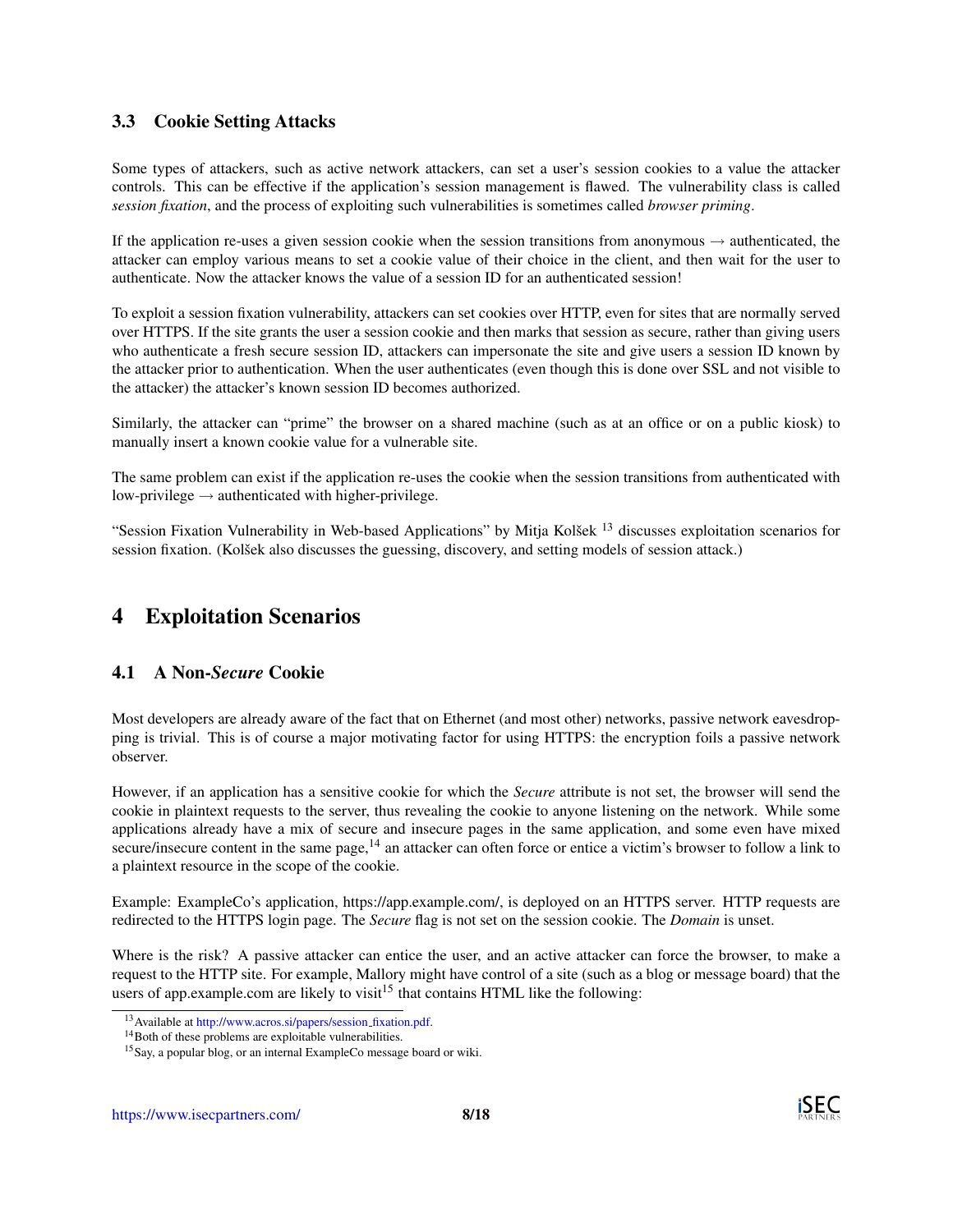### 3.3 Cookie Setting Attacks

Some types of attackers, such as active network attackers, can set a user's session cookies to a value the attacker controls. This can be effective if the application's session management is flawed. The vulnerability class is called *session fixation*, and the process of exploiting such vulnerabilities is sometimes called *browser priming*.

If the application re-uses a given session cookie when the session transitions from anonymous → authenticated, the attacker can employ various means to set a cookie value of their choice in the client, and then wait for the user to authenticate. Now the attacker knows the value of a session ID for an authenticated session!

To exploit a session fixation vulnerability, attackers can set cookies over HTTP, even for sites that are normally served over HTTPS. If the site grants the user a session cookie and then marks that session as secure, rather than giving users who authenticate a fresh secure session ID, attackers can impersonate the site and give users a session ID known by the attacker prior to authentication. When the user authenticates (even though this is done over SSL and not visible to the attacker) the attacker's known session ID becomes authorized.

Similarly, the attacker can "prime" the browser on a shared machine (such as at an office or on a public kiosk) to manually insert a known cookie value for a vulnerable site.

The same problem can exist if the application re-uses the cookie when the session transitions from authenticated with low-privilege → authenticated with higher-privilege.

"Session Fixation Vulnerability in Web-based Applications" by Mitja Kolšek [13] discusses exploitation scenarios for session fixation. (Kolšek also discusses the guessing, discovery, and setting models of session attack.)

# 4 Exploitation Scenarios

### 4.1 A Non-*Secure* Cookie

Most developers are already aware of the fact that on Ethernet (and most other) networks, passive network eavesdropping is trivial. This is of course a major motivating factor for using HTTPS: the encryption foils a passive network observer.

However, if an application has a sensitive cookie for which the *Secure* attribute is not set, the browser will send the cookie in plaintext requests to the server, thus revealing the cookie to anyone listening on the network. While some applications already have a mix of secure and insecure pages in the same application, and some even have mixed secure/insecure content in the same page,[14] an attacker can often force or entice a victim's browser to follow a link to a plaintext resource in the scope of the cookie.

Example: ExampleCo's application, https://app.example.com/, is deployed on an HTTPS server. HTTP requests are redirected to the HTTPS login page. The *Secure* flag is not set on the session cookie. The *Domain* is unset.

Where is the risk? A passive attacker can entice the user, and an active attacker can force the browser, to make a request to the HTTP site. For example, Mallory might have control of a site (such as a blog or message board) that the users of app.example.com are likely to visit[15] that contains HTML like the following:

[13] Available at http://www.acros.si/papers/session_fixation.pdf.

[14] Both of these problems are exploitable vulnerabilities.

[15] Say, a popular blog, or an internal ExampleCo message board or wiki.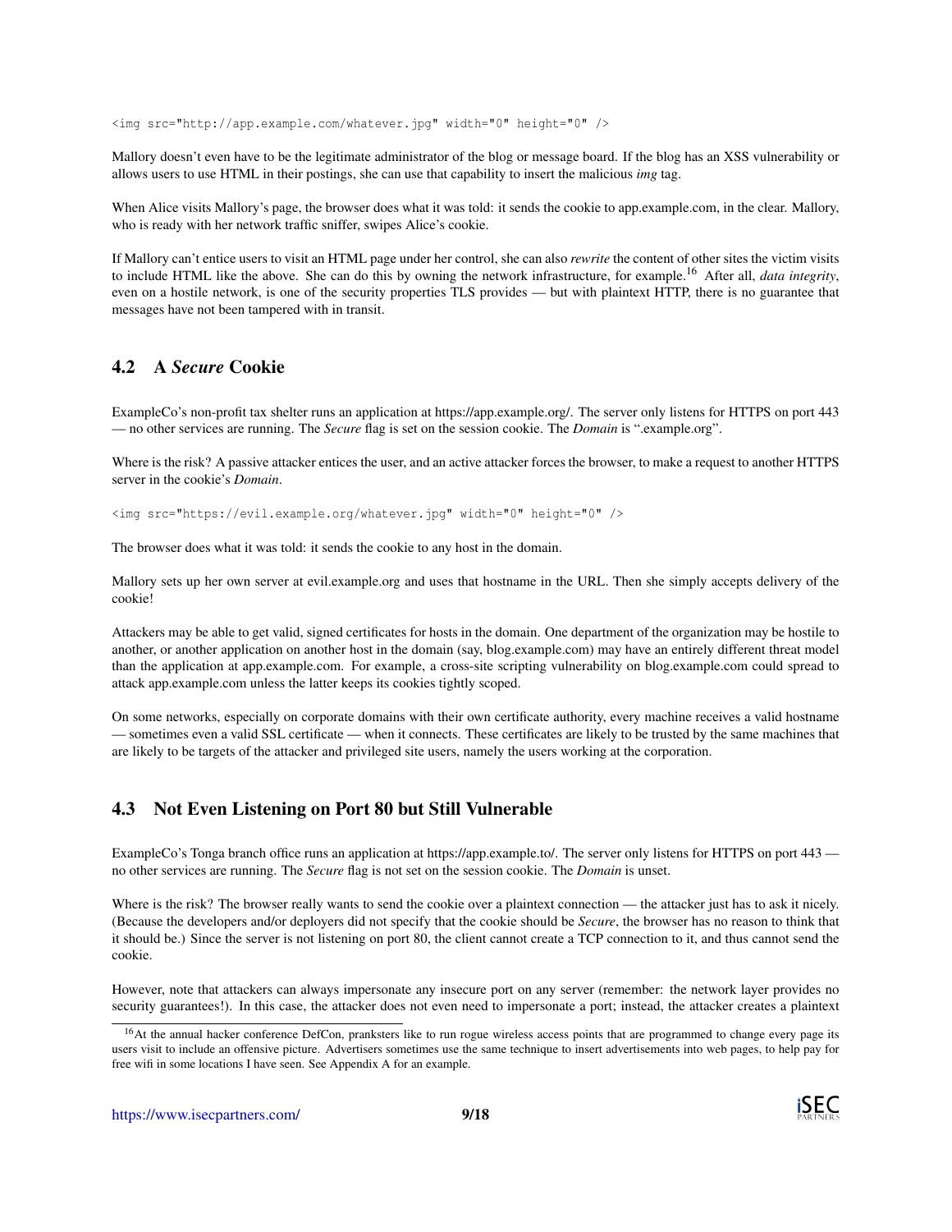```
<img src="http://app.example.com/whatever.jpg" width="0" height="0" />
```

Mallory doesn't even have to be the legitimate administrator of the blog or message board. If the blog has an XSS vulnerability or allows users to use HTML in their postings, she can use that capability to insert the malicious *img* tag.

When Alice visits Mallory's page, the browser does what it was told: it sends the cookie to app.example.com, in the clear. Mallory, who is ready with her network traffic sniffer, swipes Alice's cookie.

If Mallory can't entice users to visit an HTML page under her control, she can also *rewrite* the content of other sites the victim visits to include HTML like the above. She can do this by owning the network infrastructure, for example.[16] After all, *data integrity*, even on a hostile network, is one of the security properties TLS provides — but with plaintext HTTP, there is no guarantee that messages have not been tampered with in transit.

## 4.2 A *Secure* Cookie

ExampleCo's non-profit tax shelter runs an application at https://app.example.org/. The server only listens for HTTPS on port 443 — no other services are running. The *Secure* flag is set on the session cookie. The *Domain* is ".example.org".

Where is the risk? A passive attacker entices the user, and an active attacker forces the browser, to make a request to another HTTPS server in the cookie's *Domain*.

```
<img src="https://evil.example.org/whatever.jpg" width="0" height="0" />
```

The browser does what it was told: it sends the cookie to any host in the domain.

Mallory sets up her own server at evil.example.org and uses that hostname in the URL. Then she simply accepts delivery of the cookie!

Attackers may be able to get valid, signed certificates for hosts in the domain. One department of the organization may be hostile to another, or another application on another host in the domain (say, blog.example.com) may have an entirely different threat model than the application at app.example.com. For example, a cross-site scripting vulnerability on blog.example.com could spread to attack app.example.com unless the latter keeps its cookies tightly scoped.

On some networks, especially on corporate domains with their own certificate authority, every machine receives a valid hostname — sometimes even a valid SSL certificate — when it connects. These certificates are likely to be trusted by the same machines that are likely to be targets of the attacker and privileged site users, namely the users working at the corporation.

## 4.3 Not Even Listening on Port 80 but Still Vulnerable

ExampleCo's Tonga branch office runs an application at https://app.example.to/. The server only listens for HTTPS on port 443 — no other services are running. The *Secure* flag is not set on the session cookie. The *Domain* is unset.

Where is the risk? The browser really wants to send the cookie over a plaintext connection — the attacker just has to ask it nicely. (Because the developers and/or deployers did not specify that the cookie should be *Secure*, the browser has no reason to think that it should be.) Since the server is not listening on port 80, the client cannot create a TCP connection to it, and thus cannot send the cookie.

However, note that attackers can always impersonate any insecure port on any server (remember: the network layer provides no security guarantees!). In this case, the attacker does not even need to impersonate a port; instead, the attacker creates a plaintext

[16] At the annual hacker conference DefCon, pranksters like to run rogue wireless access points that are programmed to change every page its users visit to include an offensive picture. Advertisers sometimes use the same technique to insert advertisements into web pages, to help pay for free wifi in some locations I have seen. See Appendix A for an example.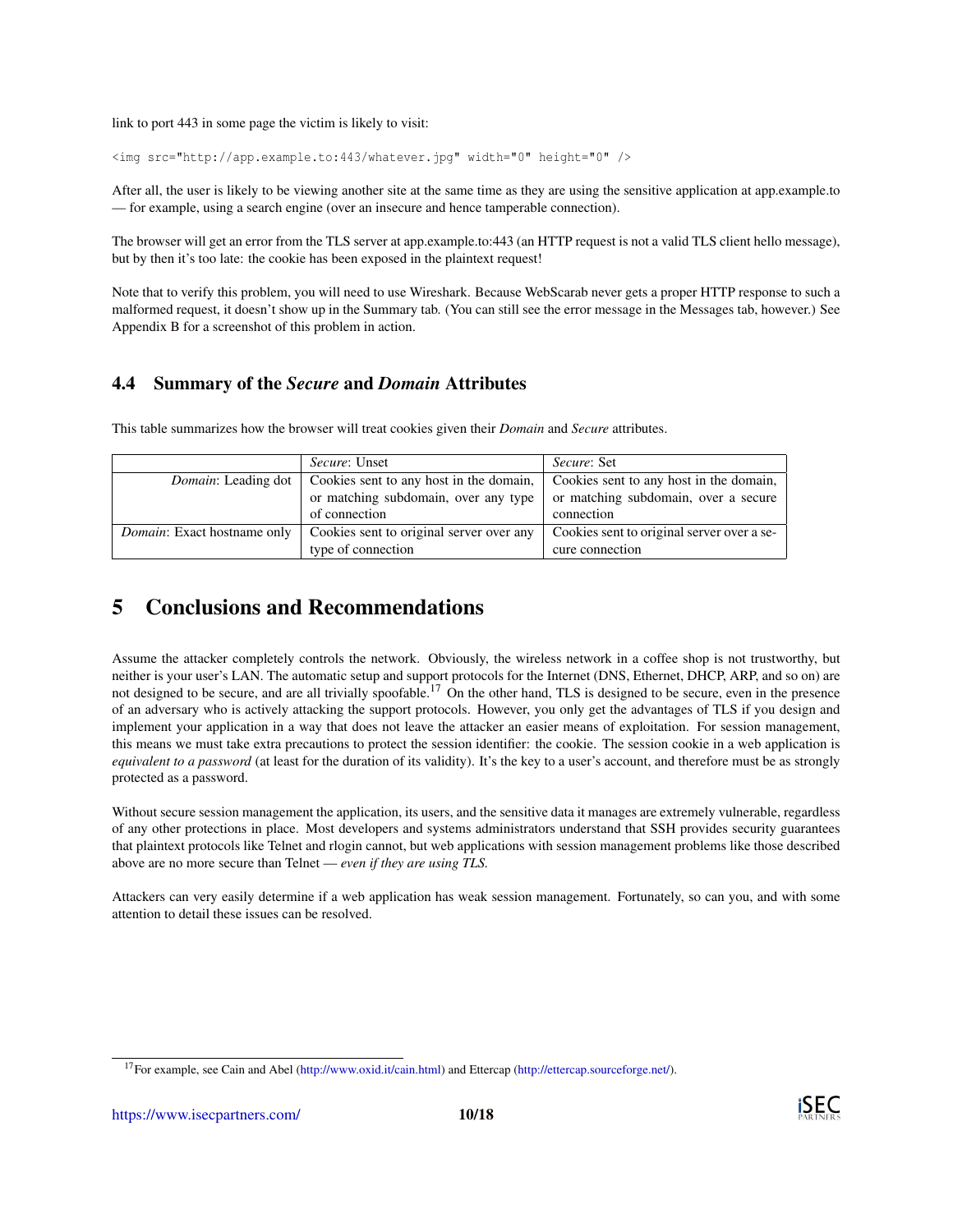link to port 443 in some page the victim is likely to visit:

```
<img src="http://app.example.to:443/whatever.jpg" width="0" height="0" />
```

After all, the user is likely to be viewing another site at the same time as they are using the sensitive application at app.example.to — for example, using a search engine (over an insecure and hence tamperable connection).

The browser will get an error from the TLS server at app.example.to:443 (an HTTP request is not a valid TLS client hello message), but by then it's too late: the cookie has been exposed in the plaintext request!

Note that to verify this problem, you will need to use Wireshark. Because WebScarab never gets a proper HTTP response to such a malformed request, it doesn't show up in the Summary tab. (You can still see the error message in the Messages tab, however.) See Appendix B for a screenshot of this problem in action.

### 4.4 Summary of the *Secure* and *Domain* Attributes

This table summarizes how the browser will treat cookies given their *Domain* and *Secure* attributes.

| | *Secure*: Unset | *Secure*: Set |
|---|---|---|
| *Domain*: Leading dot | Cookies sent to any host in the domain, or matching subdomain, over any type of connection | Cookies sent to any host in the domain, or matching subdomain, over a secure connection |
| *Domain*: Exact hostname only | Cookies sent to original server over any type of connection | Cookies sent to original server over a secure connection |

## 5 Conclusions and Recommendations

Assume the attacker completely controls the network. Obviously, the wireless network in a coffee shop is not trustworthy, but neither is your user's LAN. The automatic setup and support protocols for the Internet (DNS, Ethernet, DHCP, ARP, and so on) are not designed to be secure, and are all trivially spoofable.[17] On the other hand, TLS is designed to be secure, even in the presence of an adversary who is actively attacking the support protocols. However, you only get the advantages of TLS if you design and implement your application in a way that does not leave the attacker an easier means of exploitation. For session management, this means we must take extra precautions to protect the session identifier: the cookie. The session cookie in a web application is *equivalent to a password* (at least for the duration of its validity). It's the key to a user's account, and therefore must be as strongly protected as a password.

Without secure session management the application, its users, and the sensitive data it manages are extremely vulnerable, regardless of any other protections in place. Most developers and systems administrators understand that SSH provides security guarantees that plaintext protocols like Telnet and rlogin cannot, but web applications with session management problems like those described above are no more secure than Telnet — *even if they are using TLS.*

Attackers can very easily determine if a web application has weak session management. Fortunately, so can you, and with some attention to detail these issues can be resolved.

[17] For example, see Cain and Abel (http://www.oxid.it/cain.html) and Ettercap (http://ettercap.sourceforge.net/).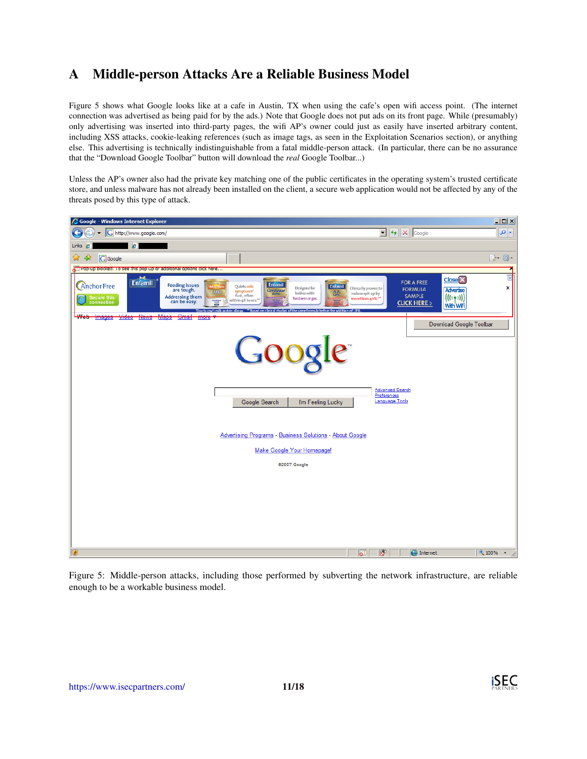# A Middle-person Attacks Are a Reliable Business Model

Figure 5 shows what Google looks like at a cafe in Austin, TX when using the cafe's open wifi access point. (The internet connection was advertised as being paid for by the ads.) Note that Google does not put ads on its front page. While (presumably) only advertising was inserted into third-party pages, the wifi AP's owner could just as easily have inserted arbitrary content, including XSS attacks, cookie-leaking references (such as image tags, as seen in the Exploitation Scenarios section), or anything else. This advertising is technically indistinguishable from a fatal middle-person attack. (In particular, there can be no assurance that the "Download Google Toolbar" button will download the *real* Google Toolbar...)

Unless the AP's owner also had the private key matching one of the public certificates in the operating system's trusted certificate store, and unless malware has not already been installed on the client, a secure web application would not be affected by any of the threats posed by this type of attack.

Figure 5: Middle-person attacks, including those performed by subverting the network infrastructure, are reliable enough to be a workable business model.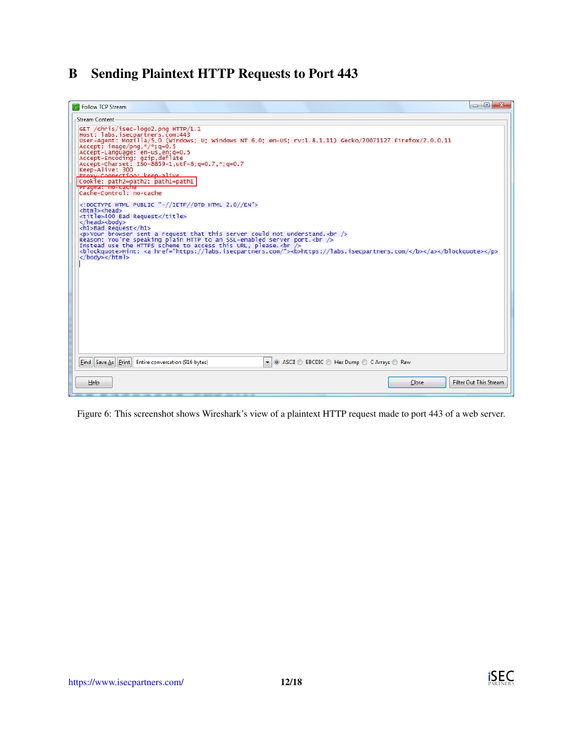# B Sending Plaintext HTTP Requests to Port 443

```
GET /chris/isec-logo2.png HTTP/1.1
Host: labs.isecpartners.com:443
User-Agent: Mozilla/5.0 (Windows; U; Windows NT 6.0; en-US; rv:1.8.1.11) Gecko/20071127 Firefox/2.0.0.11
Accept: image/png,*/*;q=0.5
Accept-Language: en-us,en;q=0.5
Accept-Encoding: gzip,deflate
Accept-Charset: ISO-8859-1,utf-8;q=0.7,*;q=0.7
Keep-Alive: 300
Proxy-Connection: keep-alive
Cookie: path2=path2; path1=path1
Pragma: no-cache
Cache-Control: no-cache

<!DOCTYPE HTML PUBLIC "-//IETF//DTD HTML 2.0//EN">
<html><head>
<title>400 Bad Request</title>
</head><body>
<h1>Bad Request</h1>
<p>Your browser sent a request that this server could not understand.<br />
Reason: You're speaking plain HTTP to an SSL-enabled server port.<br />
Instead use the HTTPS scheme to access this URL, please.<br />
<blockquote>Hint: <a href="https://labs.isecpartners.com/"><b>https://labs.isecpartners.com/</b></a></blockquote></p>
</body></html>
```

Figure 6: This screenshot shows Wireshark's view of a plaintext HTTP request made to port 443 of a web server.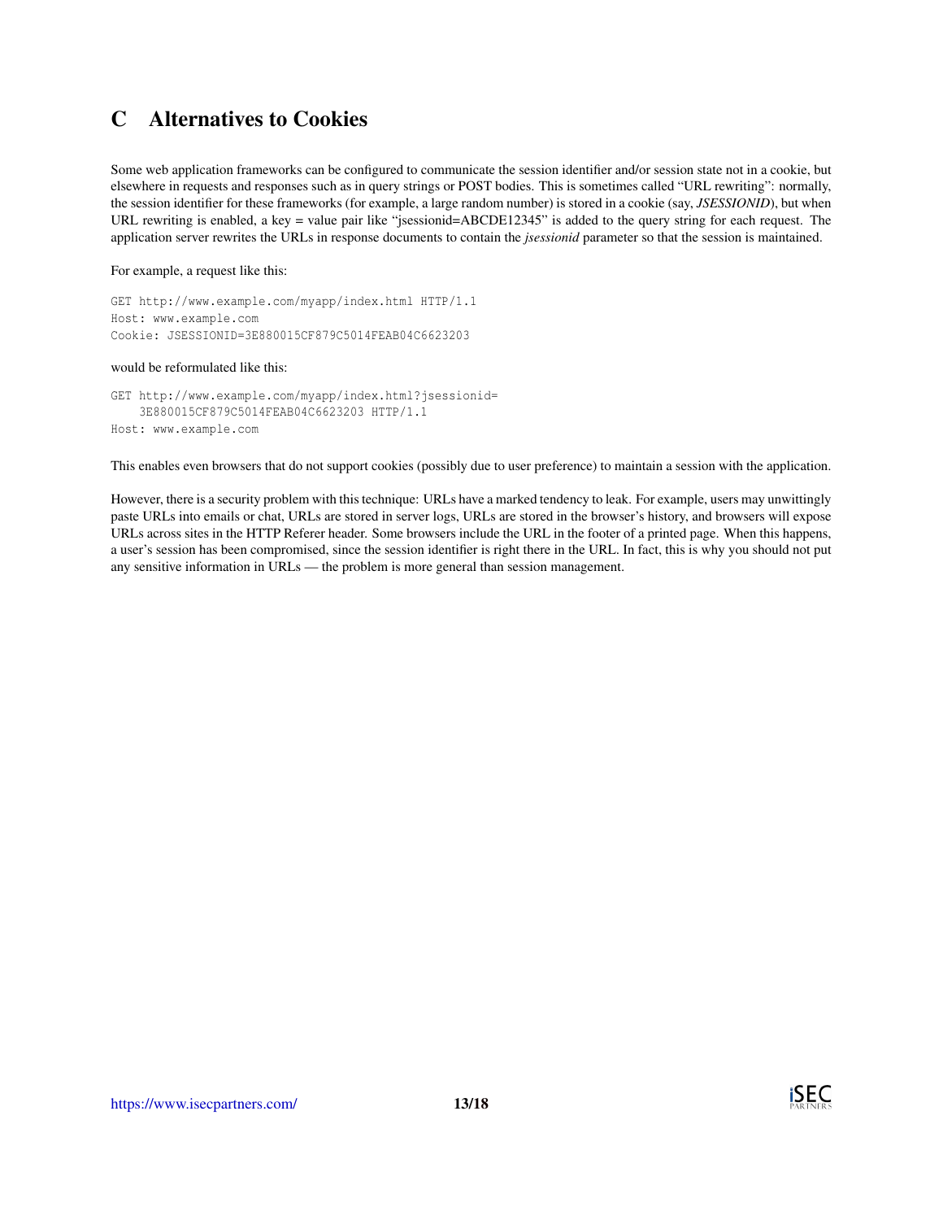# C Alternatives to Cookies

Some web application frameworks can be configured to communicate the session identifier and/or session state not in a cookie, but elsewhere in requests and responses such as in query strings or POST bodies. This is sometimes called "URL rewriting": normally, the session identifier for these frameworks (for example, a large random number) is stored in a cookie (say, ***JSESSIONID***), but when URL rewriting is enabled, a key = value pair like "jsessionid=ABCDE12345" is added to the query string for each request. The application server rewrites the URLs in response documents to contain the *jsessionid* parameter so that the session is maintained.

For example, a request like this:

```
GET http://www.example.com/myapp/index.html HTTP/1.1
Host: www.example.com
Cookie: JSESSIONID=3E880015CF879C5014FEAB04C6623203
```

would be reformulated like this:

```
GET http://www.example.com/myapp/index.html?jsessionid=
    3E880015CF879C5014FEAB04C6623203 HTTP/1.1
Host: www.example.com
```

This enables even browsers that do not support cookies (possibly due to user preference) to maintain a session with the application.

However, there is a security problem with this technique: URLs have a marked tendency to leak. For example, users may unwittingly paste URLs into emails or chat, URLs are stored in server logs, URLs are stored in the browser's history, and browsers will expose URLs across sites in the HTTP Referer header. Some browsers include the URL in the footer of a printed page. When this happens, a user's session has been compromised, since the session identifier is right there in the URL. In fact, this is why you should not put any sensitive information in URLs — the problem is more general than session management.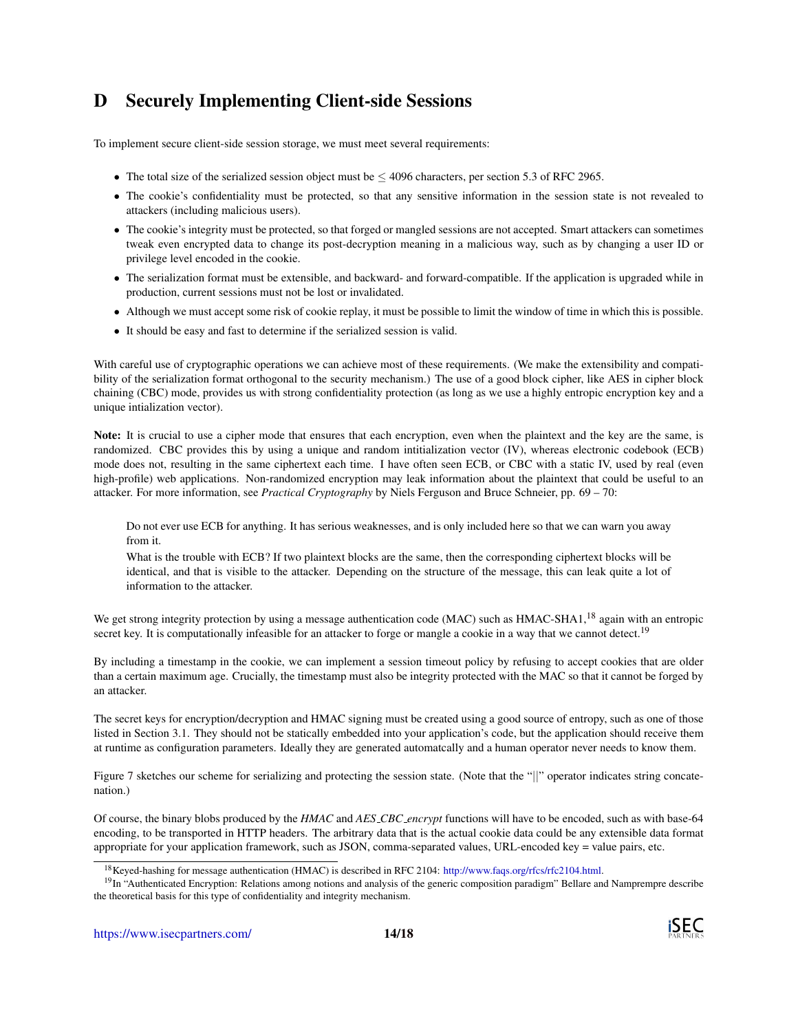# D Securely Implementing Client-side Sessions

To implement secure client-side session storage, we must meet several requirements:

- The total size of the serialized session object must be $\leq$ 4096 characters, per section 5.3 of RFC 2965.
- The cookie's confidentiality must be protected, so that any sensitive information in the session state is not revealed to attackers (including malicious users).
- The cookie's integrity must be protected, so that forged or mangled sessions are not accepted. Smart attackers can sometimes tweak even encrypted data to change its post-decryption meaning in a malicious way, such as by changing a user ID or privilege level encoded in the cookie.
- The serialization format must be extensible, and backward- and forward-compatible. If the application is upgraded while in production, current sessions must not be lost or invalidated.
- Although we must accept some risk of cookie replay, it must be possible to limit the window of time in which this is possible.
- It should be easy and fast to determine if the serialized session is valid.

With careful use of cryptographic operations we can achieve most of these requirements. (We make the extensibility and compatibility of the serialization format orthogonal to the security mechanism.) The use of a good block cipher, like AES in cipher block chaining (CBC) mode, provides us with strong confidentiality protection (as long as we use a highly entropic encryption key and a unique intialization vector).

**Note:** It is crucial to use a cipher mode that ensures that each encryption, even when the plaintext and the key are the same, is randomized. CBC provides this by using a unique and random intitialization vector (IV), whereas electronic codebook (ECB) mode does not, resulting in the same ciphertext each time. I have often seen ECB, or CBC with a static IV, used by real (even high-profile) web applications. Non-randomized encryption may leak information about the plaintext that could be useful to an attacker. For more information, see *Practical Cryptography* by Niels Ferguson and Bruce Schneier, pp. 69 – 70:

> Do not ever use ECB for anything. It has serious weaknesses, and is only included here so that we can warn you away from it.
>
> What is the trouble with ECB? If two plaintext blocks are the same, then the corresponding ciphertext blocks will be identical, and that is visible to the attacker. Depending on the structure of the message, this can leak quite a lot of information to the attacker.

We get strong integrity protection by using a message authentication code (MAC) such as HMAC-SHA1,[18] again with an entropic secret key. It is computationally infeasible for an attacker to forge or mangle a cookie in a way that we cannot detect.[19]

By including a timestamp in the cookie, we can implement a session timeout policy by refusing to accept cookies that are older than a certain maximum age. Crucially, the timestamp must also be integrity protected with the MAC so that it cannot be forged by an attacker.

The secret keys for encryption/decryption and HMAC signing must be created using a good source of entropy, such as one of those listed in Section 3.1. They should not be statically embedded into your application's code, but the application should receive them at runtime as configuration parameters. Ideally they are generated automatcally and a human operator never needs to know them.

Figure 7 sketches our scheme for serializing and protecting the session state. (Note that the "||" operator indicates string concatenation.)

Of course, the binary blobs produced by the *HMAC* and *AES_CBC_encrypt* functions will have to be encoded, such as with base-64 encoding, to be transported in HTTP headers. The arbitrary data that is the actual cookie data could be any extensible data format appropriate for your application framework, such as JSON, comma-separated values, URL-encoded key = value pairs, etc.

[18] Keyed-hashing for message authentication (HMAC) is described in RFC 2104: http://www.faqs.org/rfcs/rfc2104.html.

[19] In "Authenticated Encryption: Relations among notions and analysis of the generic composition paradigm" Bellare and Namprempre describe the theoretical basis for this type of confidentiality and integrity mechanism.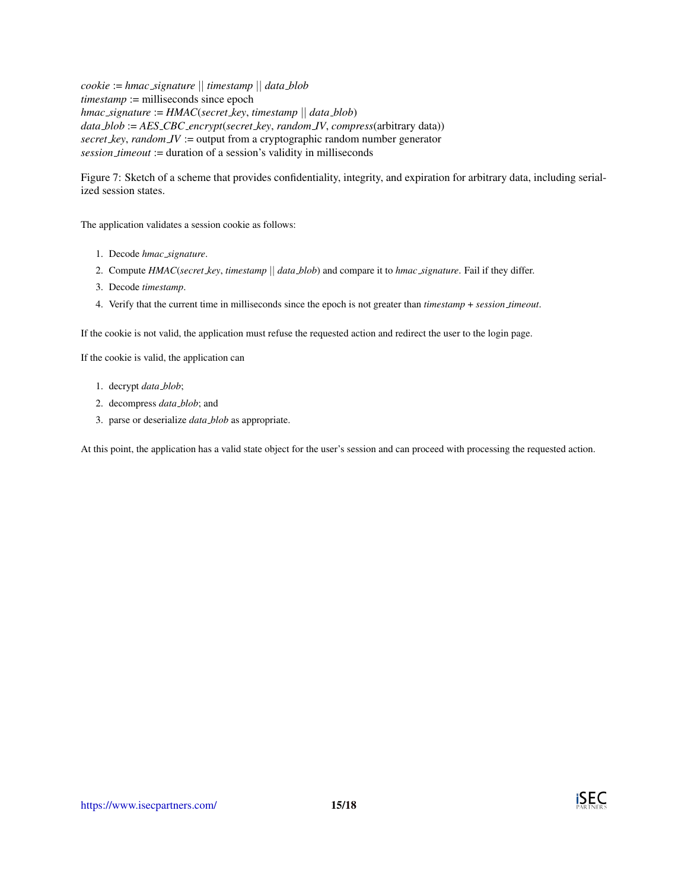*cookie* := *hmac_signature* || *timestamp* || *data_blob*
*timestamp* := milliseconds since epoch
*hmac_signature* := *HMAC*(*secret_key*, *timestamp* || *data_blob*)
*data_blob* := *AES_CBC_encrypt*(*secret_key*, *random_IV*, *compress*(arbitrary data))
*secret_key*, *random_IV* := output from a cryptographic random number generator
*session_timeout* := duration of a session's validity in milliseconds

Figure 7: Sketch of a scheme that provides confidentiality, integrity, and expiration for arbitrary data, including serialized session states.

The application validates a session cookie as follows:

1. Decode *hmac_signature*.
2. Compute *HMAC*(*secret_key*, *timestamp* || *data_blob*) and compare it to *hmac_signature*. Fail if they differ.
3. Decode *timestamp*.
4. Verify that the current time in milliseconds since the epoch is not greater than *timestamp* + *session_timeout*.

If the cookie is not valid, the application must refuse the requested action and redirect the user to the login page.

If the cookie is valid, the application can

1. decrypt *data_blob*;
2. decompress *data_blob*; and
3. parse or deserialize *data_blob* as appropriate.

At this point, the application has a valid state object for the user's session and can proceed with processing the requested action.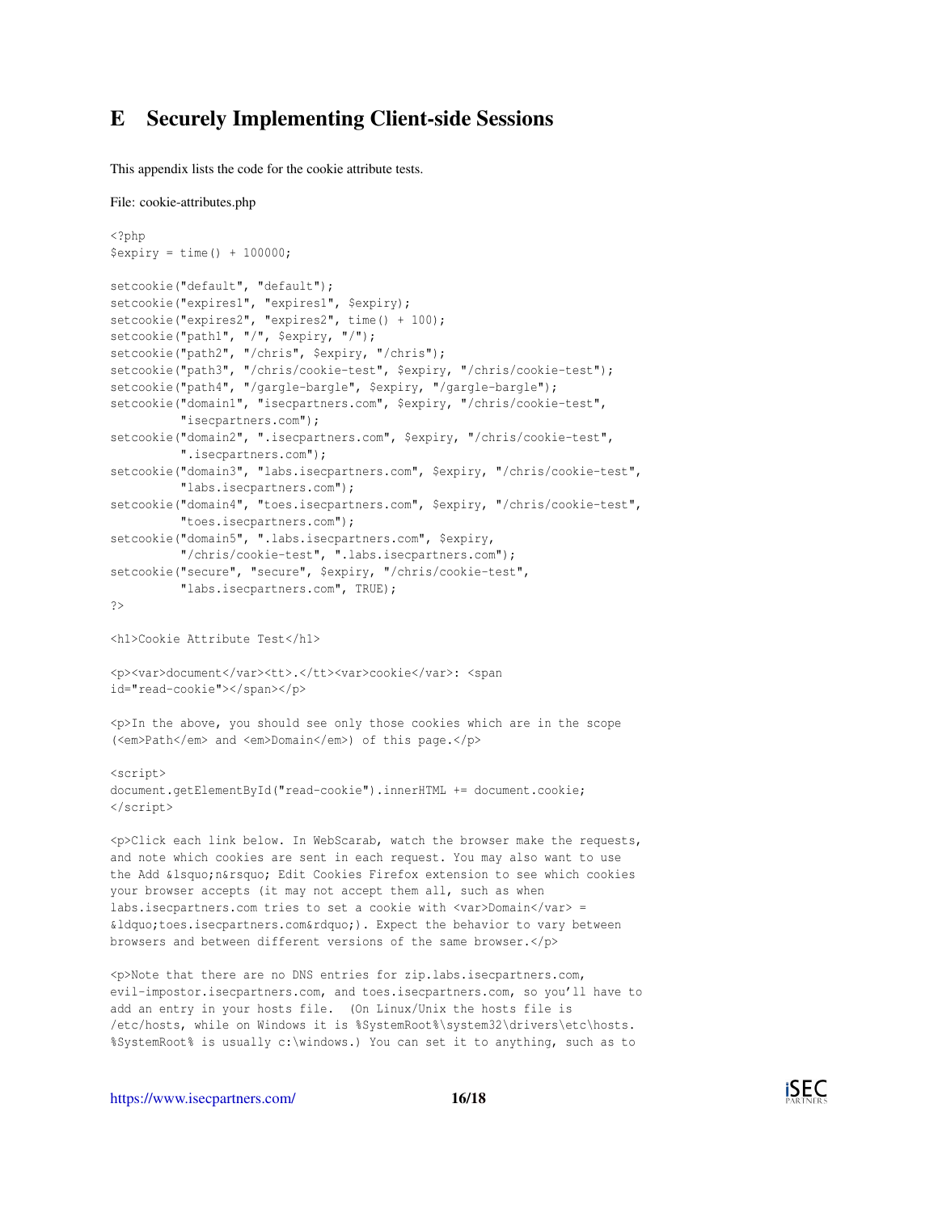# E Securely Implementing Client-side Sessions

This appendix lists the code for the cookie attribute tests.

File: cookie-attributes.php

```
<?php
$expiry = time() + 100000;

setcookie("default", "default");
setcookie("expires1", "expires1", $expiry);
setcookie("expires2", "expires2", time() + 100);
setcookie("path1", "/", $expiry, "/");
setcookie("path2", "/chris", $expiry, "/chris");
setcookie("path3", "/chris/cookie-test", $expiry, "/chris/cookie-test");
setcookie("path4", "/gargle-bargle", $expiry, "/gargle-bargle");
setcookie("domain1", "isecpartners.com", $expiry, "/chris/cookie-test",
          "isecpartners.com");
setcookie("domain2", ".isecpartners.com", $expiry, "/chris/cookie-test",
          ".isecpartners.com");
setcookie("domain3", "labs.isecpartners.com", $expiry, "/chris/cookie-test",
          "labs.isecpartners.com");
setcookie("domain4", "toes.isecpartners.com", $expiry, "/chris/cookie-test",
          "toes.isecpartners.com");
setcookie("domain5", ".labs.isecpartners.com", $expiry,
          "/chris/cookie-test", ".labs.isecpartners.com");
setcookie("secure", "secure", $expiry, "/chris/cookie-test",
          "labs.isecpartners.com", TRUE);
?>

<h1>Cookie Attribute Test</h1>

<p><var>document</var><tt>.</tt><var>cookie</var>: <span
id="read-cookie"></span></p>

<p>In the above, you should see only those cookies which are in the scope
(<em>Path</em> and <em>Domain</em>) of this page.</p>

<script>
document.getElementById("read-cookie").innerHTML += document.cookie;
</script>

<p>Click each link below. In WebScarab, watch the browser make the requests,
and note which cookies are sent in each request. You may also want to use
the Add &lsquo;n&rsquo; Edit Cookies Firefox extension to see which cookies
your browser accepts (it may not accept them all, such as when
labs.isecpartners.com tries to set a cookie with <var>Domain</var> =
&ldquo;toes.isecpartners.com&rdquo;). Expect the behavior to vary between
browsers and between different versions of the same browser.</p>

<p>Note that there are no DNS entries for zip.labs.isecpartners.com,
evil-impostor.isecpartners.com, and toes.isecpartners.com, so you'll have to
add an entry in your hosts file.  (On Linux/Unix the hosts file is
/etc/hosts, while on Windows it is %SystemRoot%\system32\drivers\etc\hosts.
%SystemRoot% is usually c:\windows.) You can set it to anything, such as to
```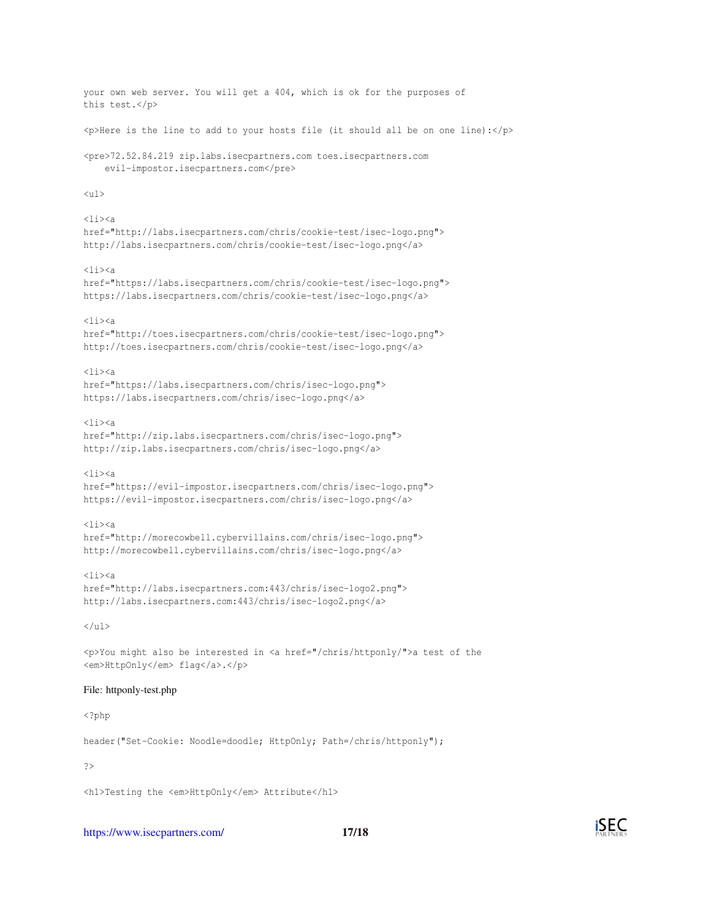```
your own web server. You will get a 404, which is ok for the purposes of
this test.</p>

<p>Here is the line to add to your hosts file (it should all be on one line):</p>

<pre>72.52.84.219 zip.labs.isecpartners.com toes.isecpartners.com
    evil-impostor.isecpartners.com</pre>

<ul>

<li><a
href="http://labs.isecpartners.com/chris/cookie-test/isec-logo.png">
http://labs.isecpartners.com/chris/cookie-test/isec-logo.png</a>

<li><a
href="https://labs.isecpartners.com/chris/cookie-test/isec-logo.png">
https://labs.isecpartners.com/chris/cookie-test/isec-logo.png</a>

<li><a
href="http://toes.isecpartners.com/chris/cookie-test/isec-logo.png">
http://toes.isecpartners.com/chris/cookie-test/isec-logo.png</a>

<li><a
href="https://labs.isecpartners.com/chris/isec-logo.png">
https://labs.isecpartners.com/chris/isec-logo.png</a>

<li><a
href="http://zip.labs.isecpartners.com/chris/isec-logo.png">
http://zip.labs.isecpartners.com/chris/isec-logo.png</a>

<li><a
href="https://evil-impostor.isecpartners.com/chris/isec-logo.png">
https://evil-impostor.isecpartners.com/chris/isec-logo.png</a>

<li><a
href="http://morecowbell.cybervillains.com/chris/isec-logo.png">
http://morecowbell.cybervillains.com/chris/isec-logo.png</a>

<li><a
href="http://labs.isecpartners.com:443/chris/isec-logo2.png">
http://labs.isecpartners.com:443/chris/isec-logo2.png</a>

</ul>

<p>You might also be interested in <a href="/chris/httponly/">a test of the
<em>HttpOnly</em> flag</a>.</p>
```

File: httponly-test.php

```
<?php

header("Set-Cookie: Noodle=doodle; HttpOnly; Path=/chris/httponly");

?>

<h1>Testing the <em>HttpOnly</em> Attribute</h1>
```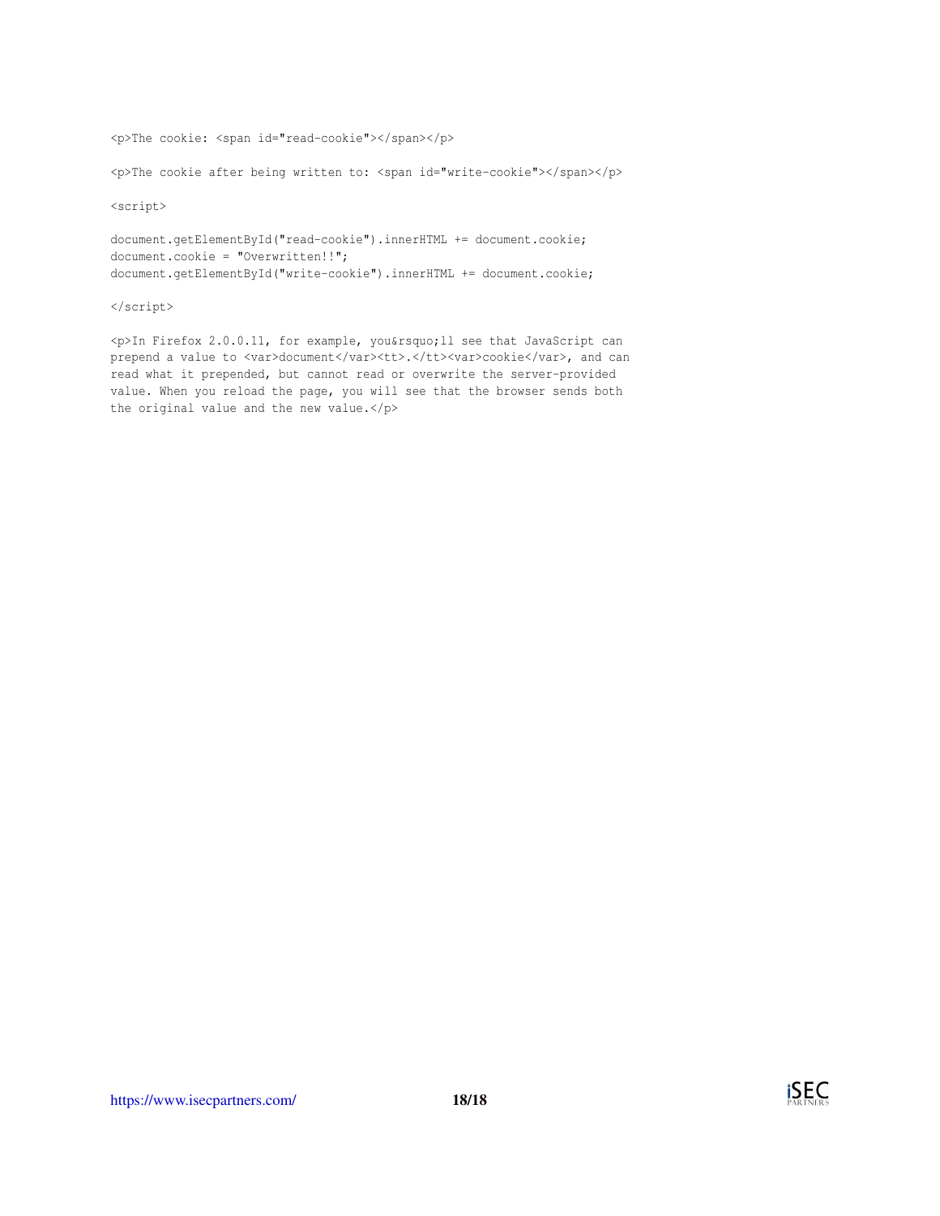```
<p>The cookie: <span id="read-cookie"></span></p>

<p>The cookie after being written to: <span id="write-cookie"></span></p>

<script>

document.getElementById("read-cookie").innerHTML += document.cookie;
document.cookie = "Overwritten!!";
document.getElementById("write-cookie").innerHTML += document.cookie;

</script>

<p>In Firefox 2.0.0.11, for example, you&rsquo;ll see that JavaScript can
prepend a value to <var>document</var><tt>.</tt><var>cookie</var>, and can
read what it prepended, but cannot read or overwrite the server-provided
value. When you reload the page, you will see that the browser sends both
the original value and the new value.</p>
```